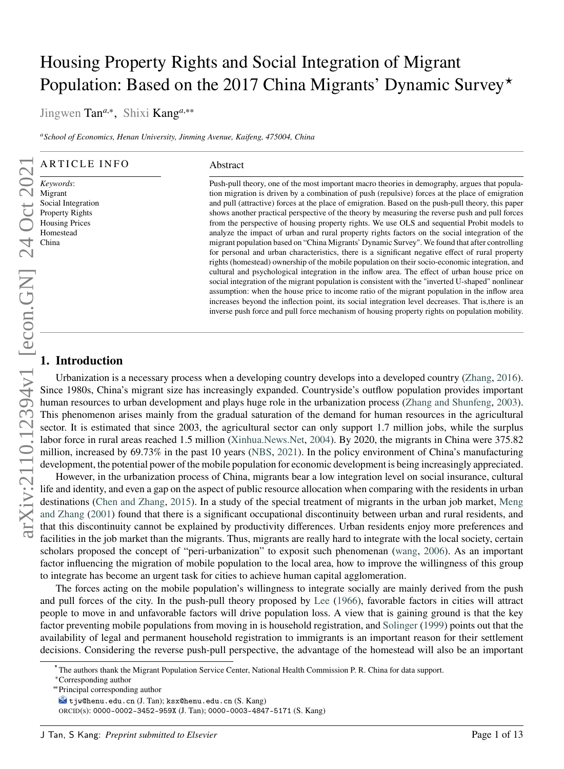# Housing Property Rights and Social Integration of Migrant Population: Based on the 2017 China Migrants' Dynamic Survey*

Jingwen Tan[a,*], Shixi Kang[a,**]

[a]School of Economics, Henan University, Jinming Avenue, Kaifeng, 475004, China

## ARTICLE INFO

*Keywords*:
Migrant
Social Integration
Property Rights
Housing Prices
Homestead
China

## Abstract

Push-pull theory, one of the most important macro theories in demography, argues that population migration is driven by a combination of push (repulsive) forces at the place of emigration and pull (attractive) forces at the place of emigration. Based on the push-pull theory, this paper shows another practical perspective of the theory by measuring the reverse push and pull forces from the perspective of housing property rights. We use OLS and sequential Probit models to analyze the impact of urban and rural property rights factors on the social integration of the migrant population based on "China Migrants' Dynamic Survey". We found that after controlling for personal and urban characteristics, there is a significant negative effect of rural property rights (homestead) ownership of the mobile population on their socio-economic integration, and cultural and psychological integration in the inflow area. The effect of urban house price on social integration of the migrant population is consistent with the "inverted U-shaped" nonlinear assumption: when the house price to income ratio of the migrant population in the inflow area increases beyond the inflection point, its social integration level decreases. That is,there is an inverse push force and pull force mechanism of housing property rights on population mobility.

## 1. Introduction

Urbanization is a necessary process when a developing country develops into a developed country (Zhang, 2016). Since 1980s, China's migrant size has increasingly expanded. Countryside's outflow population provides important human resources to urban development and plays huge role in the urbanization process (Zhang and Shunfeng, 2003). This phenomenon arises mainly from the gradual saturation of the demand for human resources in the agricultural sector. It is estimated that since 2003, the agricultural sector can only support 1.7 million jobs, while the surplus labor force in rural areas reached 1.5 million (Xinhua.News.Net, 2004). By 2020, the migrants in China were 375.82 million, increased by 69.73% in the past 10 years (NBS, 2021). In the policy environment of China's manufacturing development, the potential power of the mobile population for economic development is being increasingly appreciated.

However, in the urbanization process of China, migrants bear a low integration level on social insurance, cultural life and identity, and even a gap on the aspect of public resource allocation when comparing with the residents in urban destinations (Chen and Zhang, 2015). In a study of the special treatment of migrants in the urban job market, Meng and Zhang (2001) found that there is a significant occupational discontinuity between urban and rural residents, and that this discontinuity cannot be explained by productivity differences. Urban residents enjoy more preferences and facilities in the job market than the migrants. Thus, migrants are really hard to integrate with the local society, certain scholars proposed the concept of "peri-urbanization" to exposit such phenomenan (wang, 2006). As an important factor influencing the migration of mobile population to the local area, how to improve the willingness of this group to integrate has become an urgent task for cities to achieve human capital agglomeration.

The forces acting on the mobile population's willingness to integrate socially are mainly derived from the push and pull forces of the city. In the push-pull theory proposed by Lee (1966), favorable factors in cities will attract people to move in and unfavorable factors will drive population loss. A view that is gaining ground is that the key factor preventing mobile populations from moving in is household registration, and Solinger (1999) points out that the availability of legal and permanent household registration to immigrants is an important reason for their settlement decisions. Considering the reverse push-pull perspective, the advantage of the homestead will also be an important

---

*The authors thank the Migrant Population Service Center, National Health Commission P. R. China for data support.

*Corresponding author

**Principal corresponding author

tjw@henu.edu.cn (J. Tan); ksx@henu.edu.cn (S. Kang)

ORCID(s): 0000-0002-3452-959X (J. Tan); 0000-0003-4847-5171 (S. Kang)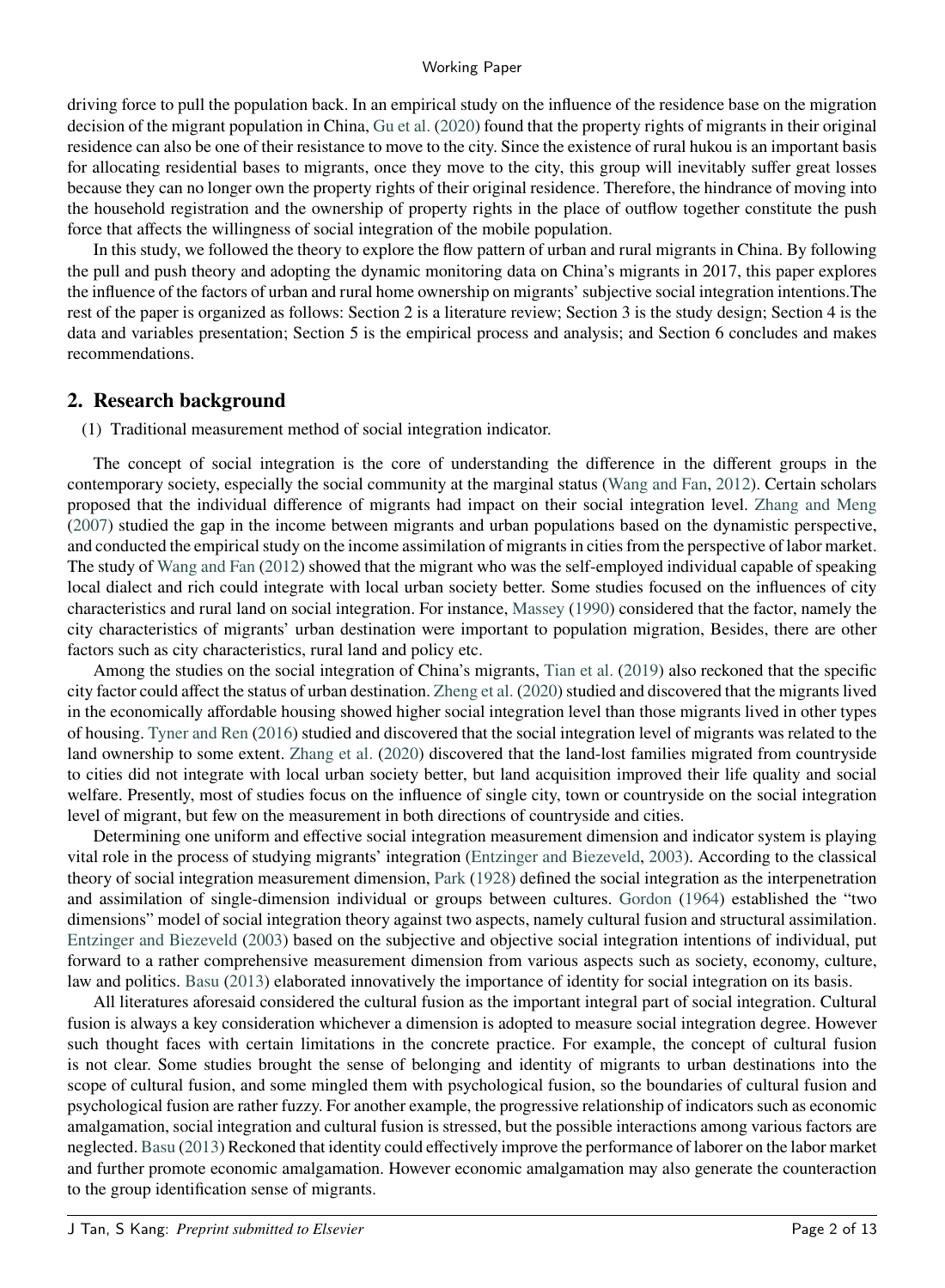driving force to pull the population back. In an empirical study on the influence of the residence base on the migration decision of the migrant population in China, Gu et al. (2020) found that the property rights of migrants in their original residence can also be one of their resistance to move to the city. Since the existence of rural hukou is an important basis for allocating residential bases to migrants, once they move to the city, this group will inevitably suffer great losses because they can no longer own the property rights of their original residence. Therefore, the hindrance of moving into the household registration and the ownership of property rights in the place of outflow together constitute the push force that affects the willingness of social integration of the mobile population.

In this study, we followed the theory to explore the flow pattern of urban and rural migrants in China. By following the pull and push theory and adopting the dynamic monitoring data on China's migrants in 2017, this paper explores the influence of the factors of urban and rural home ownership on migrants' subjective social integration intentions.The rest of the paper is organized as follows: Section 2 is a literature review; Section 3 is the study design; Section 4 is the data and variables presentation; Section 5 is the empirical process and analysis; and Section 6 concludes and makes recommendations.

## 2. Research background

(1) Traditional measurement method of social integration indicator.

The concept of social integration is the core of understanding the difference in the different groups in the contemporary society, especially the social community at the marginal status (Wang and Fan, 2012). Certain scholars proposed that the individual difference of migrants had impact on their social integration level. Zhang and Meng (2007) studied the gap in the income between migrants and urban populations based on the dynamistic perspective, and conducted the empirical study on the income assimilation of migrants in cities from the perspective of labor market. The study of Wang and Fan (2012) showed that the migrant who was the self-employed individual capable of speaking local dialect and rich could integrate with local urban society better. Some studies focused on the influences of city characteristics and rural land on social integration. For instance, Massey (1990) considered that the factor, namely the city characteristics of migrants' urban destination were important to population migration, Besides, there are other factors such as city characteristics, rural land and policy etc.

Among the studies on the social integration of China's migrants, Tian et al. (2019) also reckoned that the specific city factor could affect the status of urban destination. Zheng et al. (2020) studied and discovered that the migrants lived in the economically affordable housing showed higher social integration level than those migrants lived in other types of housing. Tyner and Ren (2016) studied and discovered that the social integration level of migrants was related to the land ownership to some extent. Zhang et al. (2020) discovered that the land-lost families migrated from countryside to cities did not integrate with local urban society better, but land acquisition improved their life quality and social welfare. Presently, most of studies focus on the influence of single city, town or countryside on the social integration level of migrant, but few on the measurement in both directions of countryside and cities.

Determining one uniform and effective social integration measurement dimension and indicator system is playing vital role in the process of studying migrants' integration (Entzinger and Biezeveld, 2003). According to the classical theory of social integration measurement dimension, Park (1928) defined the social integration as the interpenetration and assimilation of single-dimension individual or groups between cultures. Gordon (1964) established the "two dimensions" model of social integration theory against two aspects, namely cultural fusion and structural assimilation. Entzinger and Biezeveld (2003) based on the subjective and objective social integration intentions of individual, put forward to a rather comprehensive measurement dimension from various aspects such as society, economy, culture, law and politics. Basu (2013) elaborated innovatively the importance of identity for social integration on its basis.

All literatures aforesaid considered the cultural fusion as the important integral part of social integration. Cultural fusion is always a key consideration whichever a dimension is adopted to measure social integration degree. However such thought faces with certain limitations in the concrete practice. For example, the concept of cultural fusion is not clear. Some studies brought the sense of belonging and identity of migrants to urban destinations into the scope of cultural fusion, and some mingled them with psychological fusion, so the boundaries of cultural fusion and psychological fusion are rather fuzzy. For another example, the progressive relationship of indicators such as economic amalgamation, social integration and cultural fusion is stressed, but the possible interactions among various factors are neglected. Basu (2013) Reckoned that identity could effectively improve the performance of laborer on the labor market and further promote economic amalgamation. However economic amalgamation may also generate the counteraction to the group identification sense of migrants.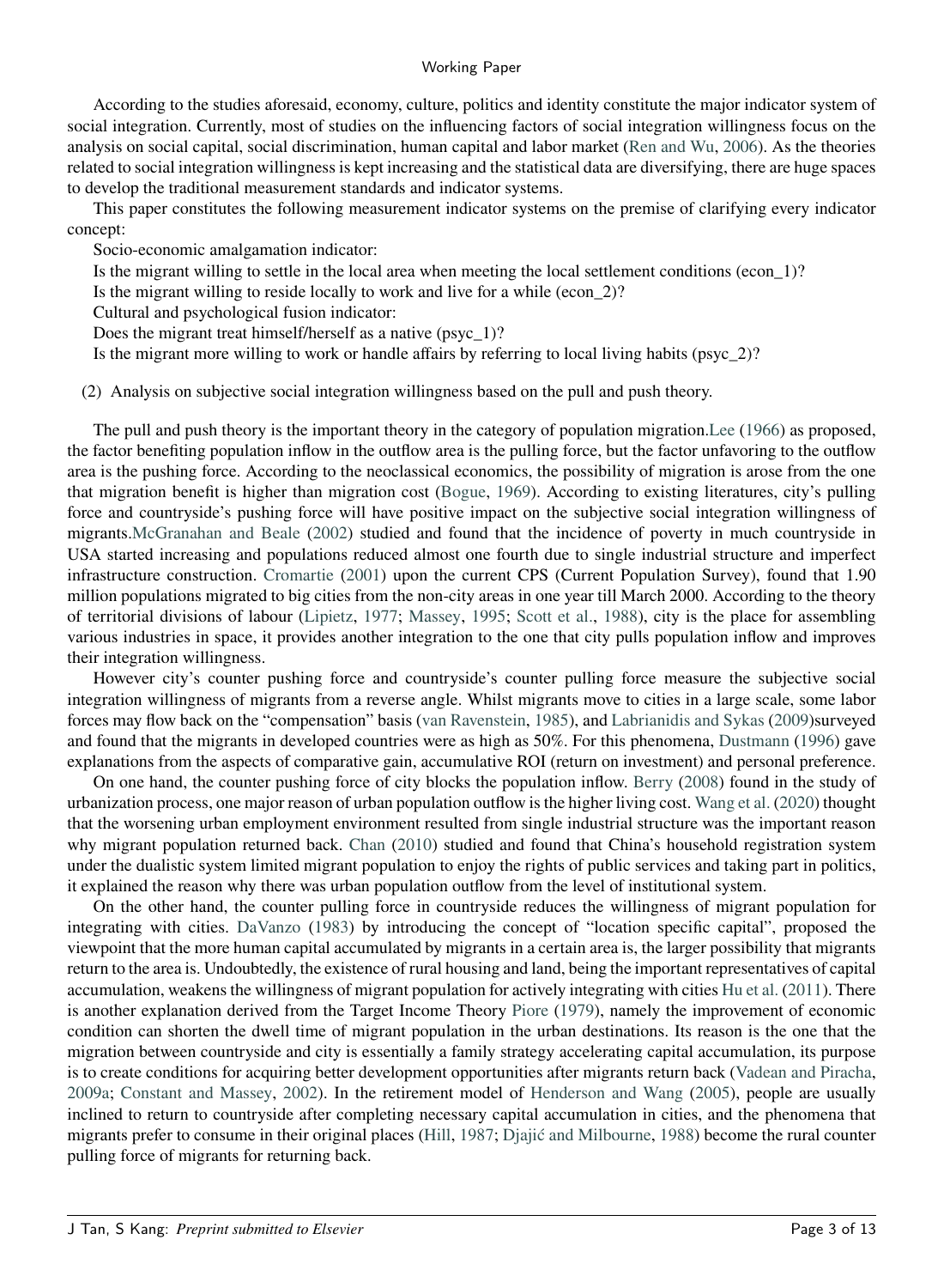According to the studies aforesaid, economy, culture, politics and identity constitute the major indicator system of social integration. Currently, most of studies on the influencing factors of social integration willingness focus on the analysis on social capital, social discrimination, human capital and labor market (Ren and Wu, 2006). As the theories related to social integration willingness is kept increasing and the statistical data are diversifying, there are huge spaces to develop the traditional measurement standards and indicator systems.

This paper constitutes the following measurement indicator systems on the premise of clarifying every indicator concept:

Socio-economic amalgamation indicator:

Is the migrant willing to settle in the local area when meeting the local settlement conditions (econ_1)?

Is the migrant willing to reside locally to work and live for a while (econ_2)?

Cultural and psychological fusion indicator:

Does the migrant treat himself/herself as a native (psyc_1)?

Is the migrant more willing to work or handle affairs by referring to local living habits (psyc_2)?

(2) Analysis on subjective social integration willingness based on the pull and push theory.

The pull and push theory is the important theory in the category of population migration.Lee (1966) as proposed, the factor benefiting population inflow in the outflow area is the pulling force, but the factor unfavoring to the outflow area is the pushing force. According to the neoclassical economics, the possibility of migration is arose from the one that migration benefit is higher than migration cost (Bogue, 1969). According to existing literatures, city's pulling force and countryside's pushing force will have positive impact on the subjective social integration willingness of migrants.McGranahan and Beale (2002) studied and found that the incidence of poverty in much countryside in USA started increasing and populations reduced almost one fourth due to single industrial structure and imperfect infrastructure construction. Cromartie (2001) upon the current CPS (Current Population Survey), found that 1.90 million populations migrated to big cities from the non-city areas in one year till March 2000. According to the theory of territorial divisions of labour (Lipietz, 1977; Massey, 1995; Scott et al., 1988), city is the place for assembling various industries in space, it provides another integration to the one that city pulls population inflow and improves their integration willingness.

However city's counter pushing force and countryside's counter pulling force measure the subjective social integration willingness of migrants from a reverse angle. Whilst migrants move to cities in a large scale, some labor forces may flow back on the "compensation" basis (van Ravenstein, 1985), and Labrianidis and Sykas (2009)surveyed and found that the migrants in developed countries were as high as 50%. For this phenomena, Dustmann (1996) gave explanations from the aspects of comparative gain, accumulative ROI (return on investment) and personal preference.

On one hand, the counter pushing force of city blocks the population inflow. Berry (2008) found in the study of urbanization process, one major reason of urban population outflow is the higher living cost. Wang et al. (2020) thought that the worsening urban employment environment resulted from single industrial structure was the important reason why migrant population returned back. Chan (2010) studied and found that China's household registration system under the dualistic system limited migrant population to enjoy the rights of public services and taking part in politics, it explained the reason why there was urban population outflow from the level of institutional system.

On the other hand, the counter pulling force in countryside reduces the willingness of migrant population for integrating with cities. DaVanzo (1983) by introducing the concept of "location specific capital", proposed the viewpoint that the more human capital accumulated by migrants in a certain area is, the larger possibility that migrants return to the area is. Undoubtedly, the existence of rural housing and land, being the important representatives of capital accumulation, weakens the willingness of migrant population for actively integrating with cities Hu et al. (2011). There is another explanation derived from the Target Income Theory Piore (1979), namely the improvement of economic condition can shorten the dwell time of migrant population in the urban destinations. Its reason is the one that the migration between countryside and city is essentially a family strategy accelerating capital accumulation, its purpose is to create conditions for acquiring better development opportunities after migrants return back (Vadean and Piracha, 2009a; Constant and Massey, 2002). In the retirement model of Henderson and Wang (2005), people are usually inclined to return to countryside after completing necessary capital accumulation in cities, and the phenomena that migrants prefer to consume in their original places (Hill, 1987; Djajić and Milbourne, 1988) become the rural counter pulling force of migrants for returning back.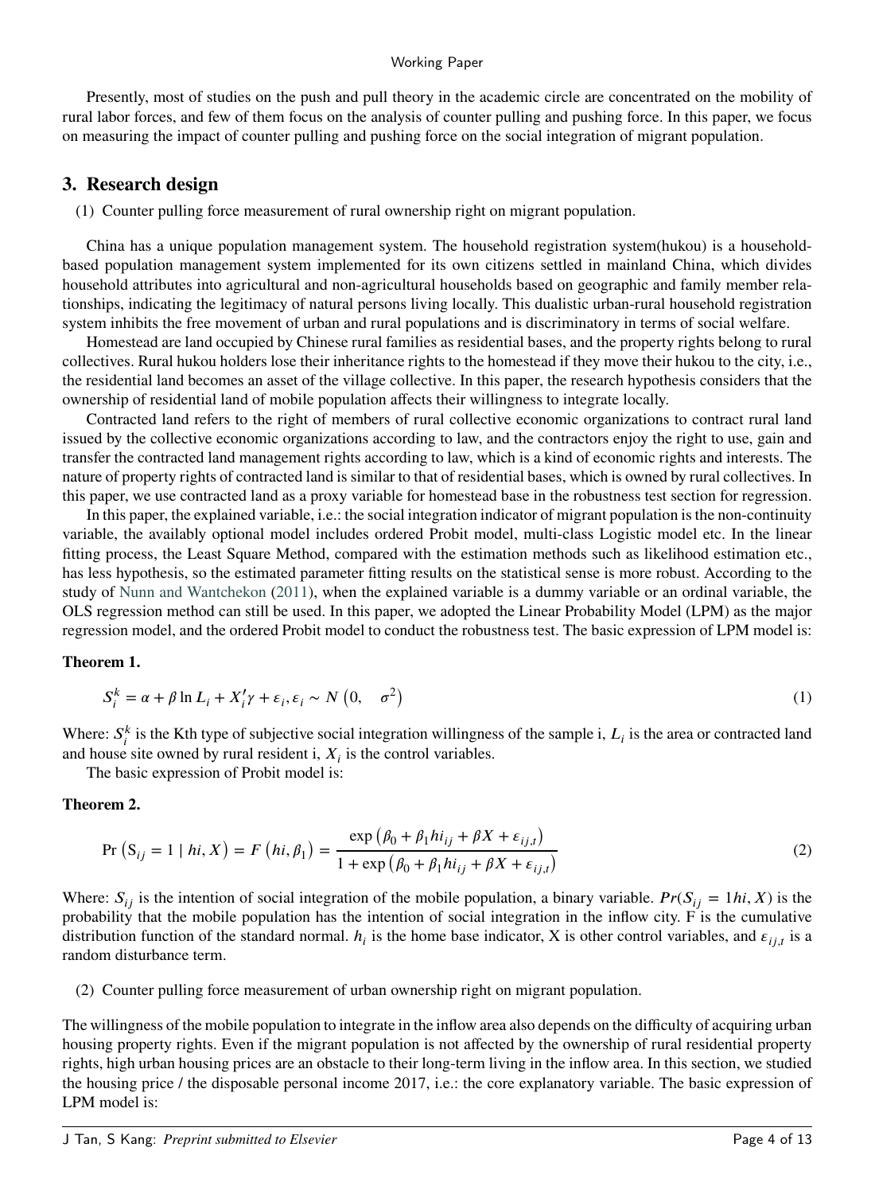Presently, most of studies on the push and pull theory in the academic circle are concentrated on the mobility of rural labor forces, and few of them focus on the analysis of counter pulling and pushing force. In this paper, we focus on measuring the impact of counter pulling and pushing force on the social integration of migrant population.

## 3. Research design

(1) Counter pulling force measurement of rural ownership right on migrant population.

China has a unique population management system. The household registration system(hukou) is a household-based population management system implemented for its own citizens settled in mainland China, which divides household attributes into agricultural and non-agricultural households based on geographic and family member relationships, indicating the legitimacy of natural persons living locally. This dualistic urban-rural household registration system inhibits the free movement of urban and rural populations and is discriminatory in terms of social welfare.

Homestead are land occupied by Chinese rural families as residential bases, and the property rights belong to rural collectives. Rural hukou holders lose their inheritance rights to the homestead if they move their hukou to the city, i.e., the residential land becomes an asset of the village collective. In this paper, the research hypothesis considers that the ownership of residential land of mobile population affects their willingness to integrate locally.

Contracted land refers to the right of members of rural collective economic organizations to contract rural land issued by the collective economic organizations according to law, and the contractors enjoy the right to use, gain and transfer the contracted land management rights according to law, which is a kind of economic rights and interests. The nature of property rights of contracted land is similar to that of residential bases, which is owned by rural collectives. In this paper, we use contracted land as a proxy variable for homestead base in the robustness test section for regression.

In this paper, the explained variable, i.e.: the social integration indicator of migrant population is the non-continuity variable, the availably optional model includes ordered Probit model, multi-class Logistic model etc. In the linear fitting process, the Least Square Method, compared with the estimation methods such as likelihood estimation etc., has less hypothesis, so the estimated parameter fitting results on the statistical sense is more robust. According to the study of Nunn and Wantchekon (2011), when the explained variable is a dummy variable or an ordinal variable, the OLS regression method can still be used. In this paper, we adopted the Linear Probability Model (LPM) as the major regression model, and the ordered Probit model to conduct the robustness test. The basic expression of LPM model is:

**Theorem 1.**

$$S_i^k = \alpha + \beta \ln L_i + X_i'\gamma + \varepsilon_i, \varepsilon_i \sim N\left(0, \quad \sigma^2\right) \tag{1}$$

Where: $S_i^k$ is the Kth type of subjective social integration willingness of the sample i, $L_i$ is the area or contracted land and house site owned by rural resident i, $X_i$ is the control variables.

The basic expression of Probit model is:

**Theorem 2.**

$$\Pr\left(\mathrm{S}_{ij} = 1 \mid hi, X\right) = F\left(hi, \beta_1\right) = \frac{\exp\left(\beta_0 + \beta_1 hi_{ij} + \beta X + \varepsilon_{ij,t}\right)}{1 + \exp\left(\beta_0 + \beta_1 hi_{ij} + \beta X + \varepsilon_{ij,t}\right)} \tag{2}$$

Where: $S_{ij}$ is the intention of social integration of the mobile population, a binary variable. $Pr(S_{ij} = 1hi, X)$ is the probability that the mobile population has the intention of social integration in the inflow city. F is the cumulative distribution function of the standard normal. $h_i$ is the home base indicator, X is other control variables, and $\varepsilon_{ij,t}$ is a random disturbance term.

(2) Counter pulling force measurement of urban ownership right on migrant population.

The willingness of the mobile population to integrate in the inflow area also depends on the difficulty of acquiring urban housing property rights. Even if the migrant population is not affected by the ownership of rural residential property rights, high urban housing prices are an obstacle to their long-term living in the inflow area. In this section, we studied the housing price / the disposable personal income 2017, i.e.: the core explanatory variable. The basic expression of LPM model is: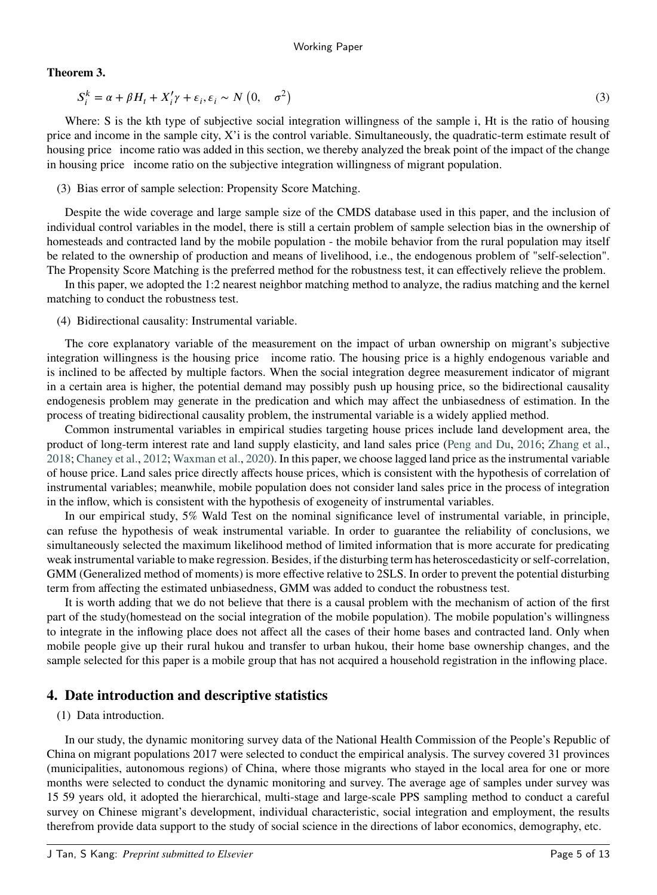**Theorem 3.**

$$S_i^k = \alpha + \beta H_t + X_i'\gamma + \varepsilon_i, \varepsilon_i \sim N\left(0, \quad \sigma^2\right) \tag{3}$$

Where: S is the kth type of subjective social integration willingness of the sample i, Ht is the ratio of housing price and income in the sample city, X'i is the control variable. Simultaneously, the quadratic-term estimate result of housing price income ratio was added in this section, we thereby analyzed the break point of the impact of the change in housing price income ratio on the subjective integration willingness of migrant population.

(3) Bias error of sample selection: Propensity Score Matching.

Despite the wide coverage and large sample size of the CMDS database used in this paper, and the inclusion of individual control variables in the model, there is still a certain problem of sample selection bias in the ownership of homesteads and contracted land by the mobile population - the mobile behavior from the rural population may itself be related to the ownership of production and means of livelihood, i.e., the endogenous problem of "self-selection". The Propensity Score Matching is the preferred method for the robustness test, it can effectively relieve the problem.

In this paper, we adopted the 1:2 nearest neighbor matching method to analyze, the radius matching and the kernel matching to conduct the robustness test.

(4) Bidirectional causality: Instrumental variable.

The core explanatory variable of the measurement on the impact of urban ownership on migrant's subjective integration willingness is the housing price income ratio. The housing price is a highly endogenous variable and is inclined to be affected by multiple factors. When the social integration degree measurement indicator of migrant in a certain area is higher, the potential demand may possibly push up housing price, so the bidirectional causality endogenesis problem may generate in the predication and which may affect the unbiasedness of estimation. In the process of treating bidirectional causality problem, the instrumental variable is a widely applied method.

Common instrumental variables in empirical studies targeting house prices include land development area, the product of long-term interest rate and land supply elasticity, and land sales price (Peng and Du, 2016; Zhang et al., 2018; Chaney et al., 2012; Waxman et al., 2020). In this paper, we choose lagged land price as the instrumental variable of house price. Land sales price directly affects house prices, which is consistent with the hypothesis of correlation of instrumental variables; meanwhile, mobile population does not consider land sales price in the process of integration in the inflow, which is consistent with the hypothesis of exogeneity of instrumental variables.

In our empirical study, 5% Wald Test on the nominal significance level of instrumental variable, in principle, can refuse the hypothesis of weak instrumental variable. In order to guarantee the reliability of conclusions, we simultaneously selected the maximum likelihood method of limited information that is more accurate for predicating weak instrumental variable to make regression. Besides, if the disturbing term has heteroscedasticity or self-correlation, GMM (Generalized method of moments) is more effective relative to 2SLS. In order to prevent the potential disturbing term from affecting the estimated unbiasedness, GMM was added to conduct the robustness test.

It is worth adding that we do not believe that there is a causal problem with the mechanism of action of the first part of the study(homestead on the social integration of the mobile population). The mobile population's willingness to integrate in the inflowing place does not affect all the cases of their home bases and contracted land. Only when mobile people give up their rural hukou and transfer to urban hukou, their home base ownership changes, and the sample selected for this paper is a mobile group that has not acquired a household registration in the inflowing place.

## 4. Date introduction and descriptive statistics

(1) Data introduction.

In our study, the dynamic monitoring survey data of the National Health Commission of the People's Republic of China on migrant populations 2017 were selected to conduct the empirical analysis. The survey covered 31 provinces (municipalities, autonomous regions) of China, where those migrants who stayed in the local area for one or more months were selected to conduct the dynamic monitoring and survey. The average age of samples under survey was 15 59 years old, it adopted the hierarchical, multi-stage and large-scale PPS sampling method to conduct a careful survey on Chinese migrant's development, individual characteristic, social integration and employment, the results therefrom provide data support to the study of social science in the directions of labor economics, demography, etc.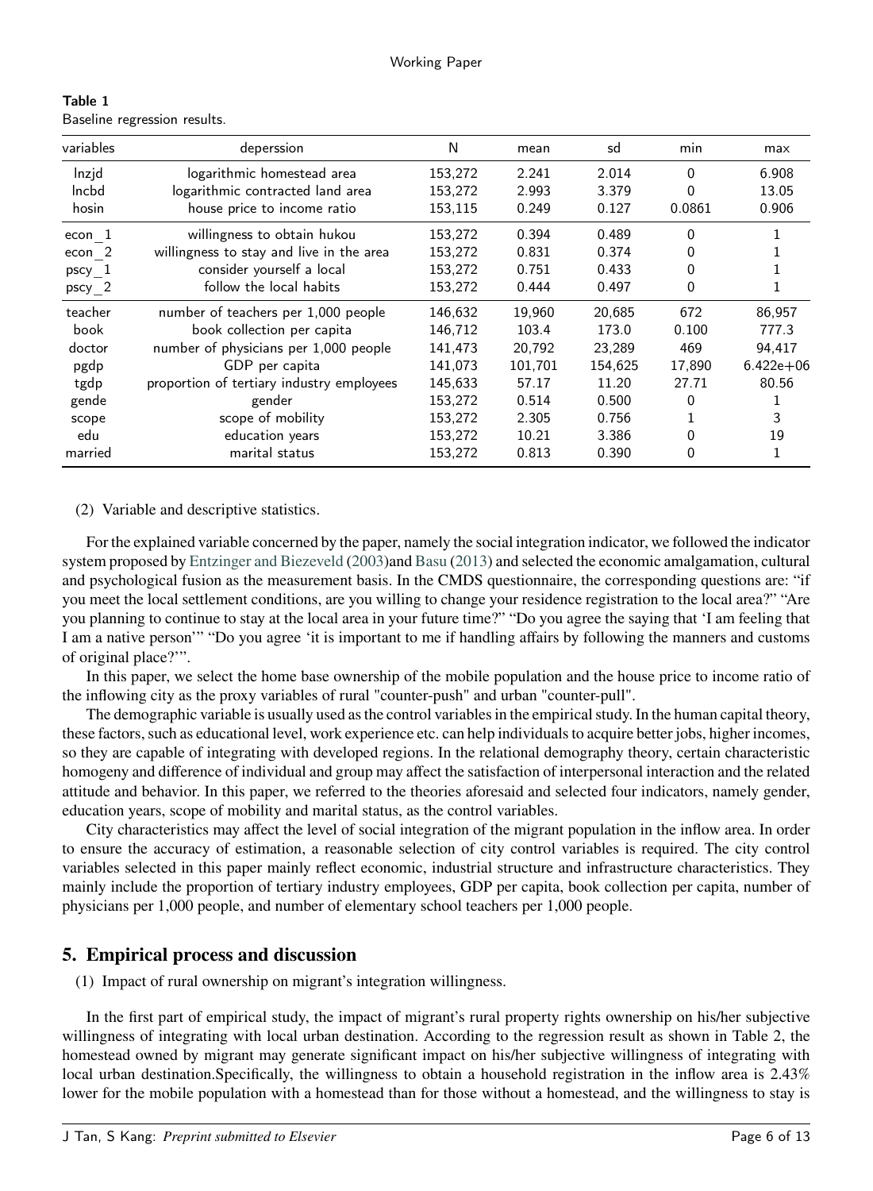**Table 1**
Baseline regression results.

| variables | deperssion | N | mean | sd | min | max |
|---|---|---|---|---|---|---|
| lnzjd | logarithmic homestead area | 153,272 | 2.241 | 2.014 | 0 | 6.908 |
| lncbd | logarithmic contracted land area | 153,272 | 2.993 | 3.379 | 0 | 13.05 |
| hosin | house price to income ratio | 153,115 | 0.249 | 0.127 | 0.0861 | 0.906 |
| econ_1 | willingness to obtain hukou | 153,272 | 0.394 | 0.489 | 0 | 1 |
| econ_2 | willingness to stay and live in the area | 153,272 | 0.831 | 0.374 | 0 | 1 |
| pscy_1 | consider yourself a local | 153,272 | 0.751 | 0.433 | 0 | 1 |
| pscy_2 | follow the local habits | 153,272 | 0.444 | 0.497 | 0 | 1 |
| teacher | number of teachers per 1,000 people | 146,632 | 19,960 | 20,685 | 672 | 86,957 |
| book | book collection per capita | 146,712 | 103.4 | 173.0 | 0.100 | 777.3 |
| doctor | number of physicians per 1,000 people | 141,473 | 20,792 | 23,289 | 469 | 94,417 |
| pgdp | GDP per capita | 141,073 | 101,701 | 154,625 | 17,890 | 6.422e+06 |
| tgdp | proportion of tertiary industry employees | 145,633 | 57.17 | 11.20 | 27.71 | 80.56 |
| gende | gender | 153,272 | 0.514 | 0.500 | 0 | 1 |
| scope | scope of mobility | 153,272 | 2.305 | 0.756 | 1 | 3 |
| edu | education years | 153,272 | 10.21 | 3.386 | 0 | 19 |
| married | marital status | 153,272 | 0.813 | 0.390 | 0 | 1 |

(2) Variable and descriptive statistics.

For the explained variable concerned by the paper, namely the social integration indicator, we followed the indicator system proposed by Entzinger and Biezeveld (2003)and Basu (2013) and selected the economic amalgamation, cultural and psychological fusion as the measurement basis. In the CMDS questionnaire, the corresponding questions are: "if you meet the local settlement conditions, are you willing to change your residence registration to the local area?" "Are you planning to continue to stay at the local area in your future time?" "Do you agree the saying that 'I am feeling that I am a native person'" "Do you agree 'it is important to me if handling affairs by following the manners and customs of original place?'".

In this paper, we select the home base ownership of the mobile population and the house price to income ratio of the inflowing city as the proxy variables of rural "counter-push" and urban "counter-pull".

The demographic variable is usually used as the control variables in the empirical study. In the human capital theory, these factors, such as educational level, work experience etc. can help individuals to acquire better jobs, higher incomes, so they are capable of integrating with developed regions. In the relational demography theory, certain characteristic homogeny and difference of individual and group may affect the satisfaction of interpersonal interaction and the related attitude and behavior. In this paper, we referred to the theories aforesaid and selected four indicators, namely gender, education years, scope of mobility and marital status, as the control variables.

City characteristics may affect the level of social integration of the migrant population in the inflow area. In order to ensure the accuracy of estimation, a reasonable selection of city control variables is required. The city control variables selected in this paper mainly reflect economic, industrial structure and infrastructure characteristics. They mainly include the proportion of tertiary industry employees, GDP per capita, book collection per capita, number of physicians per 1,000 people, and number of elementary school teachers per 1,000 people.

## 5. Empirical process and discussion

(1) Impact of rural ownership on migrant's integration willingness.

In the first part of empirical study, the impact of migrant's rural property rights ownership on his/her subjective willingness of integrating with local urban destination. According to the regression result as shown in Table 2, the homestead owned by migrant may generate significant impact on his/her subjective willingness of integrating with local urban destination.Specifically, the willingness to obtain a household registration in the inflow area is 2.43% lower for the mobile population with a homestead than for those without a homestead, and the willingness to stay is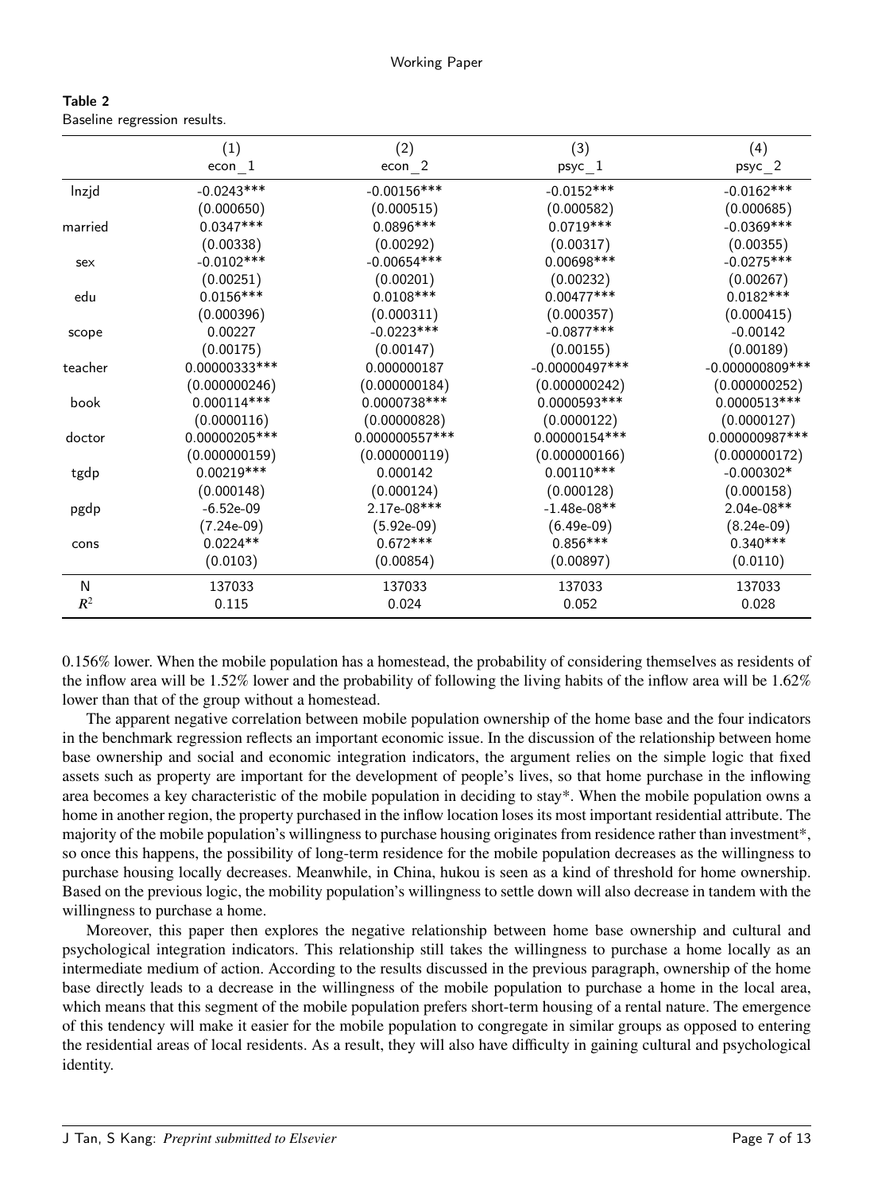**Table 2**
Baseline regression results.

| | (1) econ_1 | (2) econ_2 | (3) psyc_1 | (4) psyc_2 |
|---|---|---|---|---|
| lnzjd | -0.0243*** | -0.00156*** | -0.0152*** | -0.0162*** |
| | (0.000650) | (0.000515) | (0.000582) | (0.000685) |
| married | 0.0347*** | 0.0896*** | 0.0719*** | -0.0369*** |
| | (0.00338) | (0.00292) | (0.00317) | (0.00355) |
| sex | -0.0102*** | -0.00654*** | 0.00698*** | -0.0275*** |
| | (0.00251) | (0.00201) | (0.00232) | (0.00267) |
| edu | 0.0156*** | 0.0108*** | 0.00477*** | 0.0182*** |
| | (0.000396) | (0.000311) | (0.000357) | (0.000415) |
| scope | 0.00227 | -0.0223*** | -0.0877*** | -0.00142 |
| | (0.00175) | (0.00147) | (0.00155) | (0.00189) |
| teacher | 0.00000333*** | 0.000000187 | -0.00000497*** | -0.000000809*** |
| | (0.000000246) | (0.000000184) | (0.000000242) | (0.000000252) |
| book | 0.000114*** | 0.0000738*** | 0.0000593*** | 0.0000513*** |
| | (0.0000116) | (0.00000828) | (0.0000122) | (0.0000127) |
| doctor | 0.00000205*** | 0.000000557*** | 0.00000154*** | 0.000000987*** |
| | (0.000000159) | (0.000000119) | (0.000000166) | (0.000000172) |
| tgdp | 0.00219*** | 0.000142 | 0.00110*** | -0.000302* |
| | (0.000148) | (0.000124) | (0.000128) | (0.000158) |
| pgdp | -6.52e-09 | 2.17e-08*** | -1.48e-08** | 2.04e-08** |
| | (7.24e-09) | (5.92e-09) | (6.49e-09) | (8.24e-09) |
| cons | 0.0224** | 0.672*** | 0.856*** | 0.340*** |
| | (0.0103) | (0.00854) | (0.00897) | (0.0110) |
| N | 137033 | 137033 | 137033 | 137033 |
| $R^2$ | 0.115 | 0.024 | 0.052 | 0.028 |

0.156% lower. When the mobile population has a homestead, the probability of considering themselves as residents of the inflow area will be 1.52% lower and the probability of following the living habits of the inflow area will be 1.62% lower than that of the group without a homestead.

The apparent negative correlation between mobile population ownership of the home base and the four indicators in the benchmark regression reflects an important economic issue. In the discussion of the relationship between home base ownership and social and economic integration indicators, the argument relies on the simple logic that fixed assets such as property are important for the development of people's lives, so that home purchase in the inflowing area becomes a key characteristic of the mobile population in deciding to stay*. When the mobile population owns a home in another region, the property purchased in the inflow location loses its most important residential attribute. The majority of the mobile population's willingness to purchase housing originates from residence rather than investment*, so once this happens, the possibility of long-term residence for the mobile population decreases as the willingness to purchase housing locally decreases. Meanwhile, in China, hukou is seen as a kind of threshold for home ownership. Based on the previous logic, the mobility population's willingness to settle down will also decrease in tandem with the willingness to purchase a home.

Moreover, this paper then explores the negative relationship between home base ownership and cultural and psychological integration indicators. This relationship still takes the willingness to purchase a home locally as an intermediate medium of action. According to the results discussed in the previous paragraph, ownership of the home base directly leads to a decrease in the willingness of the mobile population to purchase a home in the local area, which means that this segment of the mobile population prefers short-term housing of a rental nature. The emergence of this tendency will make it easier for the mobile population to congregate in similar groups as opposed to entering the residential areas of local residents. As a result, they will also have difficulty in gaining cultural and psychological identity.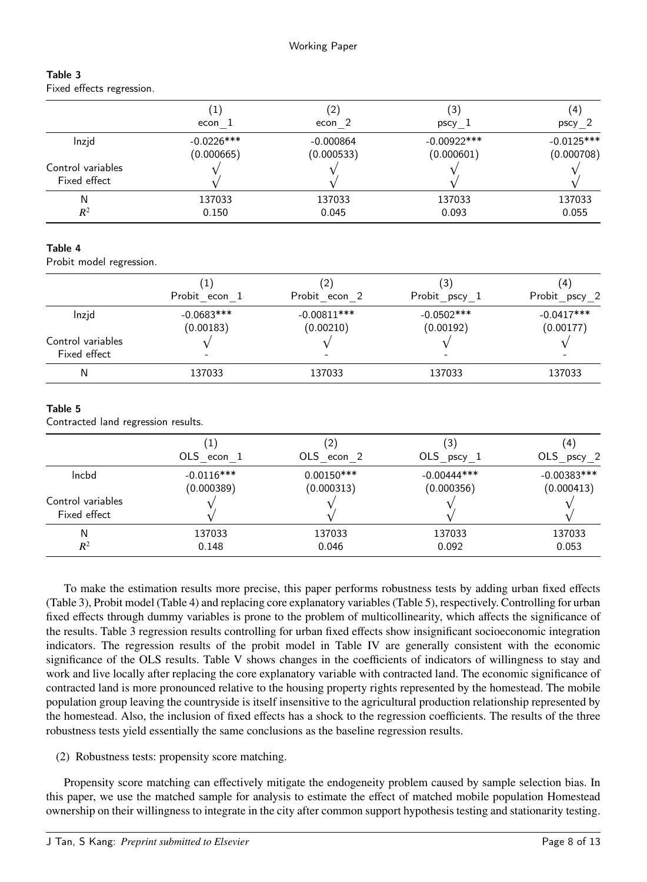**Table 3**
Fixed effects regression.

| | (1) econ_1 | (2) econ_2 | (3) pscy_1 | (4) pscy_2 |
|---|---|---|---|---|
| lnzjd | -0.0226*** | -0.000864 | -0.00922*** | -0.0125*** |
| | (0.000665) | (0.000533) | (0.000601) | (0.000708) |
| Control variables | √ | √ | √ | √ |
| Fixed effect | √ | √ | √ | √ |
| N | 137033 | 137033 | 137033 | 137033 |
| $R^2$ | 0.150 | 0.045 | 0.093 | 0.055 |

**Table 4**
Probit model regression.

| | (1) Probit_econ_1 | (2) Probit_econ_2 | (3) Probit_pscy_1 | (4) Probit_pscy_2 |
|---|---|---|---|---|
| lnzjd | -0.0683*** | -0.00811*** | -0.0502*** | -0.0417*** |
| | (0.00183) | (0.00210) | (0.00192) | (0.00177) |
| Control variables | √ | √ | √ | √ |
| Fixed effect | - | - | - | - |
| N | 137033 | 137033 | 137033 | 137033 |

**Table 5**
Contracted land regression results.

| | (1) OLS_econ_1 | (2) OLS_econ_2 | (3) OLS_pscy_1 | (4) OLS_pscy_2 |
|---|---|---|---|---|
| lncbd | -0.0116*** | 0.00150*** | -0.00444*** | -0.00383*** |
| | (0.000389) | (0.000313) | (0.000356) | (0.000413) |
| Control variables | √ | √ | √ | √ |
| Fixed effect | √ | √ | √ | √ |
| N | 137033 | 137033 | 137033 | 137033 |
| $R^2$ | 0.148 | 0.046 | 0.092 | 0.053 |

To make the estimation results more precise, this paper performs robustness tests by adding urban fixed effects (Table 3), Probit model (Table 4) and replacing core explanatory variables (Table 5), respectively. Controlling for urban fixed effects through dummy variables is prone to the problem of multicollinearity, which affects the significance of the results. Table 3 regression results controlling for urban fixed effects show insignificant socioeconomic integration indicators. The regression results of the probit model in Table IV are generally consistent with the economic significance of the OLS results. Table V shows changes in the coefficients of indicators of willingness to stay and work and live locally after replacing the core explanatory variable with contracted land. The economic significance of contracted land is more pronounced relative to the housing property rights represented by the homestead. The mobile population group leaving the countryside is itself insensitive to the agricultural production relationship represented by the homestead. Also, the inclusion of fixed effects has a shock to the regression coefficients. The results of the three robustness tests yield essentially the same conclusions as the baseline regression results.

(2) Robustness tests: propensity score matching.

Propensity score matching can effectively mitigate the endogeneity problem caused by sample selection bias. In this paper, we use the matched sample for analysis to estimate the effect of matched mobile population Homestead ownership on their willingness to integrate in the city after common support hypothesis testing and stationarity testing.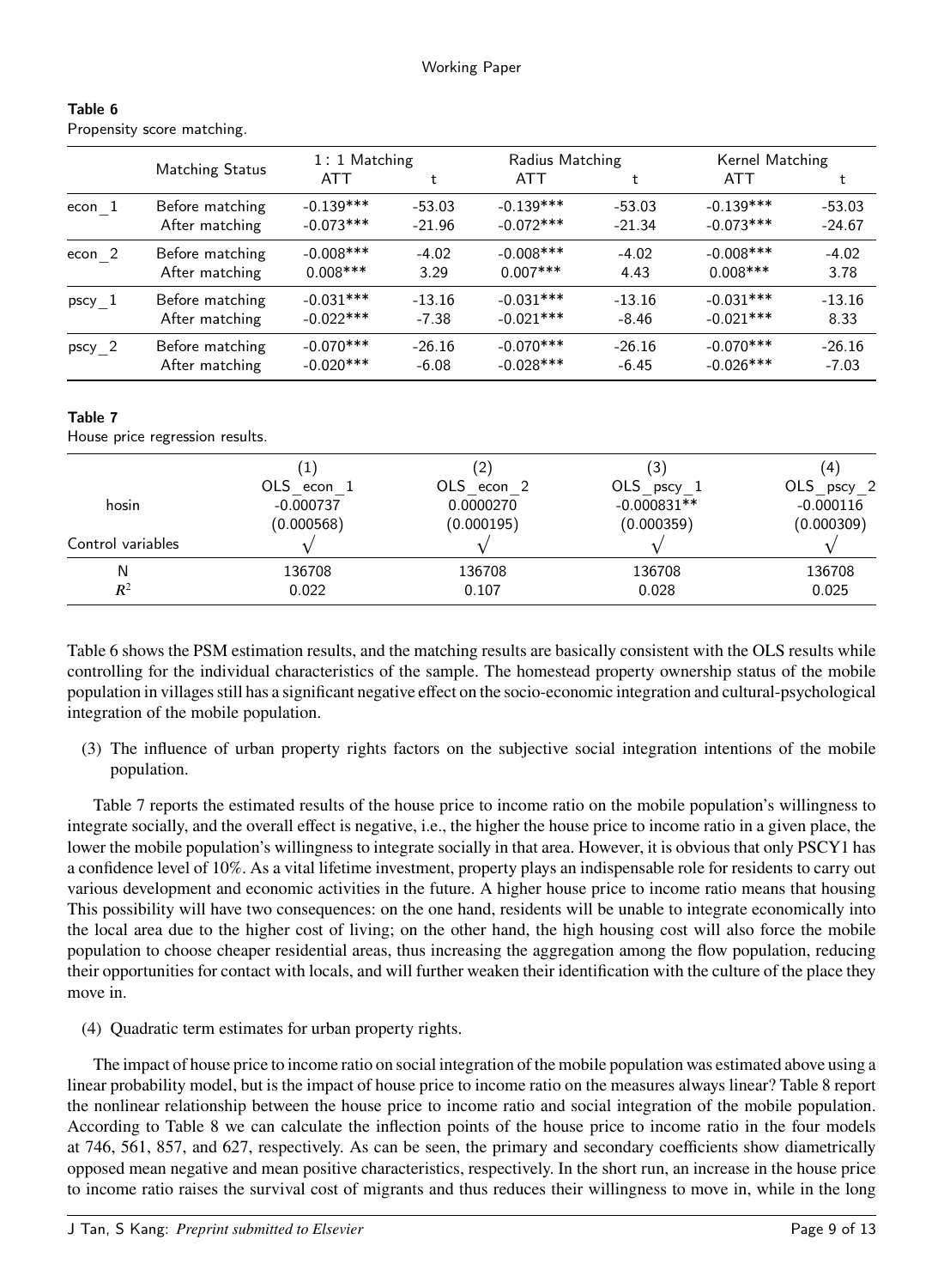**Table 6**
Propensity score matching.

| | Matching Status | 1 : 1 Matching | | Radius Matching | | Kernel Matching | |
|---|---|---|---|---|---|---|---|
| | | ATT | t | ATT | t | ATT | t |
| econ_1 | Before matching | -0.139*** | -53.03 | -0.139*** | -53.03 | -0.139*** | -53.03 |
| | After matching | -0.073*** | -21.96 | -0.072*** | -21.34 | -0.073*** | -24.67 |
| econ_2 | Before matching | -0.008*** | -4.02 | -0.008*** | -4.02 | -0.008*** | -4.02 |
| | After matching | 0.008*** | 3.29 | 0.007*** | 4.43 | 0.008*** | 3.78 |
| pscy_1 | Before matching | -0.031*** | -13.16 | -0.031*** | -13.16 | -0.031*** | -13.16 |
| | After matching | -0.022*** | -7.38 | -0.021*** | -8.46 | -0.021*** | 8.33 |
| pscy_2 | Before matching | -0.070*** | -26.16 | -0.070*** | -26.16 | -0.070*** | -26.16 |
| | After matching | -0.020*** | -6.08 | -0.028*** | -6.45 | -0.026*** | -7.03 |

**Table 7**
House price regression results.

| | (1) | (2) | (3) | (4) |
|---|---|---|---|---|
| | OLS_econ_1 | OLS_econ_2 | OLS_pscy_1 | OLS_pscy_2 |
| hosin | -0.000737 | 0.0000270 | -0.000831** | -0.000116 |
| | (0.000568) | (0.000195) | (0.000359) | (0.000309) |
| Control variables | √ | √ | √ | √ |
| N | 136708 | 136708 | 136708 | 136708 |
| $R^2$ | 0.022 | 0.107 | 0.028 | 0.025 |

Table 6 shows the PSM estimation results, and the matching results are basically consistent with the OLS results while controlling for the individual characteristics of the sample. The homestead property ownership status of the mobile population in villages still has a significant negative effect on the socio-economic integration and cultural-psychological integration of the mobile population.

(3) The influence of urban property rights factors on the subjective social integration intentions of the mobile population.

Table 7 reports the estimated results of the house price to income ratio on the mobile population's willingness to integrate socially, and the overall effect is negative, i.e., the higher the house price to income ratio in a given place, the lower the mobile population's willingness to integrate socially in that area. However, it is obvious that only PSCY1 has a confidence level of 10%. As a vital lifetime investment, property plays an indispensable role for residents to carry out various development and economic activities in the future. A higher house price to income ratio means that housing This possibility will have two consequences: on the one hand, residents will be unable to integrate economically into the local area due to the higher cost of living; on the other hand, the high housing cost will also force the mobile population to choose cheaper residential areas, thus increasing the aggregation among the flow population, reducing their opportunities for contact with locals, and will further weaken their identification with the culture of the place they move in.

(4) Quadratic term estimates for urban property rights.

The impact of house price to income ratio on social integration of the mobile population was estimated above using a linear probability model, but is the impact of house price to income ratio on the measures always linear? Table 8 report the nonlinear relationship between the house price to income ratio and social integration of the mobile population. According to Table 8 we can calculate the inflection points of the house price to income ratio in the four models at 746, 561, 857, and 627, respectively. As can be seen, the primary and secondary coefficients show diametrically opposed mean negative and mean positive characteristics, respectively. In the short run, an increase in the house price to income ratio raises the survival cost of migrants and thus reduces their willingness to move in, while in the long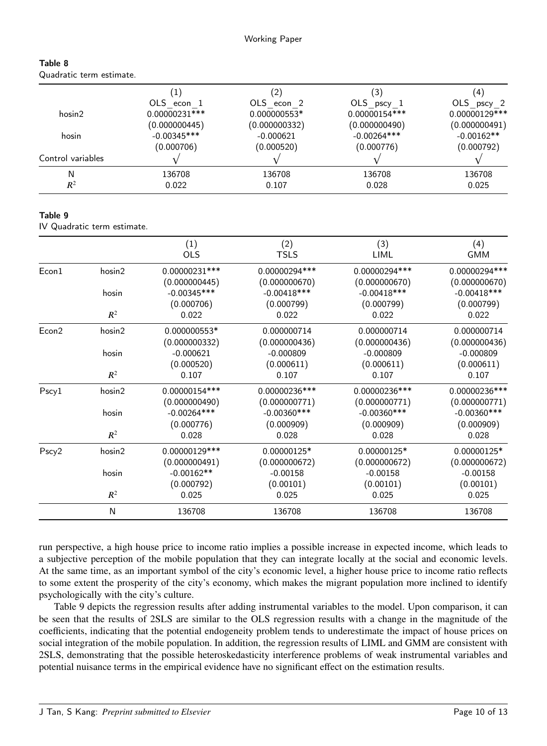**Table 8**
Quadratic term estimate.

| | (1) | (2) | (3) | (4) |
|---|---|---|---|---|
| | OLS_econ_1 | OLS_econ_2 | OLS_pscy_1 | OLS_pscy_2 |
| hosin2 | 0.00000231*** | 0.000000553* | 0.00000154*** | 0.00000129*** |
| | (0.000000445) | (0.000000332) | (0.000000490) | (0.000000491) |
| hosin | -0.00345*** | -0.000621 | -0.00264*** | -0.00162** |
| | (0.000706) | (0.000520) | (0.000776) | (0.000792) |
| Control variables | √ | √ | √ | √ |
| N | 136708 | 136708 | 136708 | 136708 |
| $R^2$ | 0.022 | 0.107 | 0.028 | 0.025 |

**Table 9**
IV Quadratic term estimate.

| | | (1) | (2) | (3) | (4) |
|---|---|---|---|---|---|
| | | OLS | TSLS | LIML | GMM |
| Econ1 | hosin2 | 0.00000231*** | 0.00000294*** | 0.00000294*** | 0.00000294*** |
| | | (0.000000445) | (0.000000670) | (0.000000670) | (0.000000670) |
| | hosin | -0.00345*** | -0.00418*** | -0.00418*** | -0.00418*** |
| | | (0.000706) | (0.000799) | (0.000799) | (0.000799) |
| | $R^2$ | 0.022 | 0.022 | 0.022 | 0.022 |
| Econ2 | hosin2 | 0.000000553* | 0.000000714 | 0.000000714 | 0.000000714 |
| | | (0.000000332) | (0.000000436) | (0.000000436) | (0.000000436) |
| | hosin | -0.000621 | -0.000809 | -0.000809 | -0.000809 |
| | | (0.000520) | (0.000611) | (0.000611) | (0.000611) |
| | $R^2$ | 0.107 | 0.107 | 0.107 | 0.107 |
| Pscy1 | hosin2 | 0.00000154*** | 0.00000236*** | 0.00000236*** | 0.00000236*** |
| | | (0.000000490) | (0.000000771) | (0.000000771) | (0.000000771) |
| | hosin | -0.00264*** | -0.00360*** | -0.00360*** | -0.00360*** |
| | | (0.000776) | (0.000909) | (0.000909) | (0.000909) |
| | $R^2$ | 0.028 | 0.028 | 0.028 | 0.028 |
| Pscy2 | hosin2 | 0.00000129*** | 0.00000125* | 0.00000125* | 0.00000125* |
| | | (0.000000491) | (0.000000672) | (0.000000672) | (0.000000672) |
| | hosin | -0.00162** | -0.00158 | -0.00158 | -0.00158 |
| | | (0.000792) | (0.00101) | (0.00101) | (0.00101) |
| | $R^2$ | 0.025 | 0.025 | 0.025 | 0.025 |
| | N | 136708 | 136708 | 136708 | 136708 |

run perspective, a high house price to income ratio implies a possible increase in expected income, which leads to a subjective perception of the mobile population that they can integrate locally at the social and economic levels. At the same time, as an important symbol of the city's economic level, a higher house price to income ratio reflects to some extent the prosperity of the city's economy, which makes the migrant population more inclined to identify psychologically with the city's culture.

Table 9 depicts the regression results after adding instrumental variables to the model. Upon comparison, it can be seen that the results of 2SLS are similar to the OLS regression results with a change in the magnitude of the coefficients, indicating that the potential endogeneity problem tends to underestimate the impact of house prices on social integration of the mobile population. In addition, the regression results of LIML and GMM are consistent with 2SLS, demonstrating that the possible heteroskedasticity interference problems of weak instrumental variables and potential nuisance terms in the empirical evidence have no significant effect on the estimation results.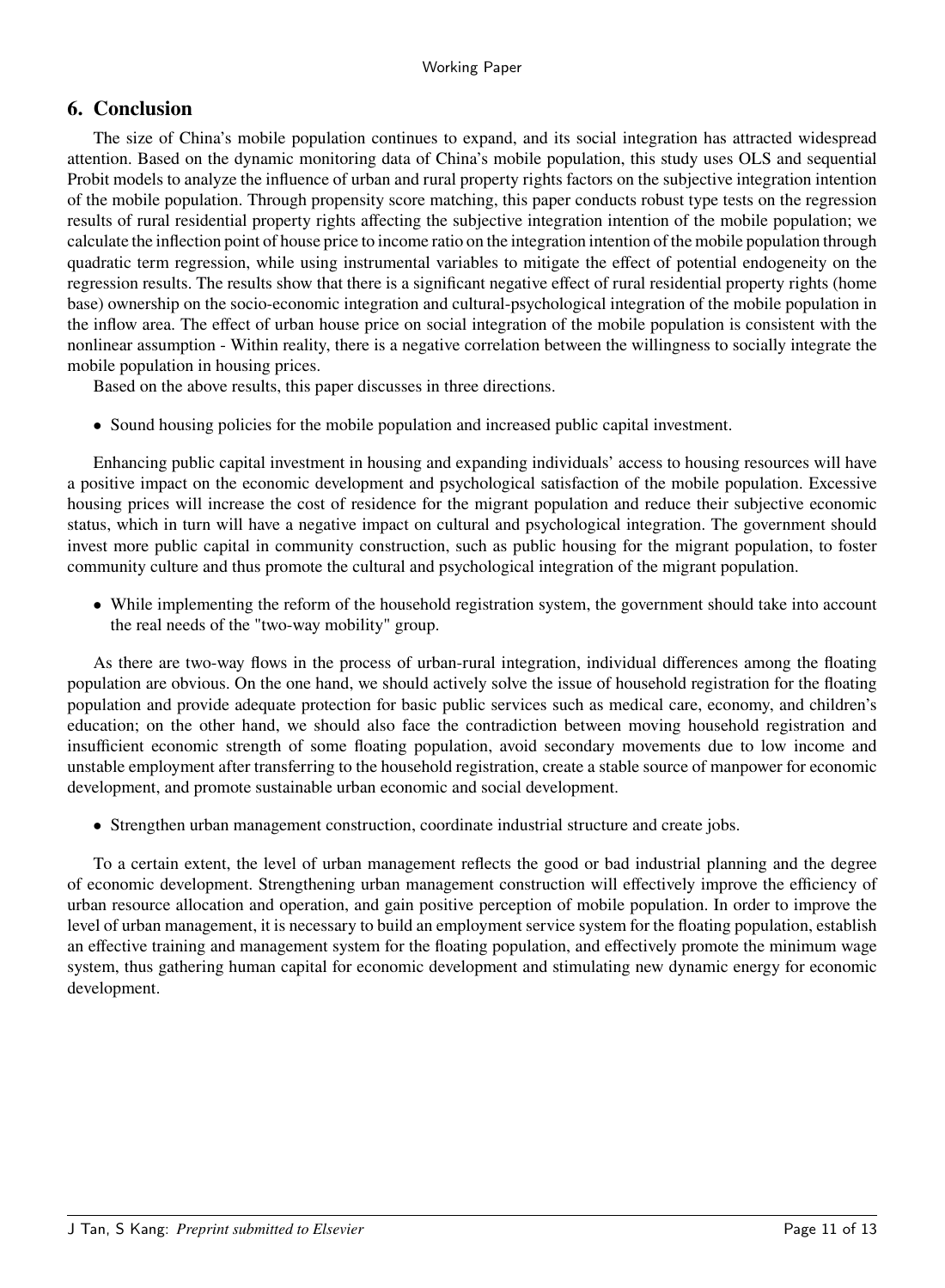## 6. Conclusion

The size of China's mobile population continues to expand, and its social integration has attracted widespread attention. Based on the dynamic monitoring data of China's mobile population, this study uses OLS and sequential Probit models to analyze the influence of urban and rural property rights factors on the subjective integration intention of the mobile population. Through propensity score matching, this paper conducts robust type tests on the regression results of rural residential property rights affecting the subjective integration intention of the mobile population; we calculate the inflection point of house price to income ratio on the integration intention of the mobile population through quadratic term regression, while using instrumental variables to mitigate the effect of potential endogeneity on the regression results. The results show that there is a significant negative effect of rural residential property rights (home base) ownership on the socio-economic integration and cultural-psychological integration of the mobile population in the inflow area. The effect of urban house price on social integration of the mobile population is consistent with the nonlinear assumption - Within reality, there is a negative correlation between the willingness to socially integrate the mobile population in housing prices.

Based on the above results, this paper discusses in three directions.

- Sound housing policies for the mobile population and increased public capital investment.

Enhancing public capital investment in housing and expanding individuals' access to housing resources will have a positive impact on the economic development and psychological satisfaction of the mobile population. Excessive housing prices will increase the cost of residence for the migrant population and reduce their subjective economic status, which in turn will have a negative impact on cultural and psychological integration. The government should invest more public capital in community construction, such as public housing for the migrant population, to foster community culture and thus promote the cultural and psychological integration of the migrant population.

- While implementing the reform of the household registration system, the government should take into account the real needs of the "two-way mobility" group.

As there are two-way flows in the process of urban-rural integration, individual differences among the floating population are obvious. On the one hand, we should actively solve the issue of household registration for the floating population and provide adequate protection for basic public services such as medical care, economy, and children's education; on the other hand, we should also face the contradiction between moving household registration and insufficient economic strength of some floating population, avoid secondary movements due to low income and unstable employment after transferring to the household registration, create a stable source of manpower for economic development, and promote sustainable urban economic and social development.

- Strengthen urban management construction, coordinate industrial structure and create jobs.

To a certain extent, the level of urban management reflects the good or bad industrial planning and the degree of economic development. Strengthening urban management construction will effectively improve the efficiency of urban resource allocation and operation, and gain positive perception of mobile population. In order to improve the level of urban management, it is necessary to build an employment service system for the floating population, establish an effective training and management system for the floating population, and effectively promote the minimum wage system, thus gathering human capital for economic development and stimulating new dynamic energy for economic development.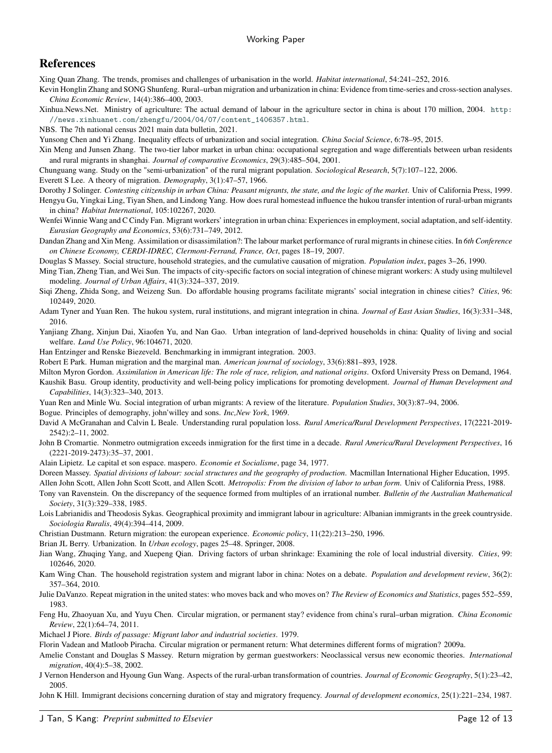# References

Xing Quan Zhang. The trends, promises and challenges of urbanisation in the world. *Habitat international*, 54:241–252, 2016.

Kevin Honglin Zhang and SONG Shunfeng. Rural–urban migration and urbanization in china: Evidence from time-series and cross-section analyses. *China Economic Review*, 14(4):386–400, 2003.

Xinhua.News.Net. Ministry of agriculture: The actual demand of labour in the agriculture sector in china is about 170 million, 2004. http://news.xinhuanet.com/zhengfu/2004/04/07/content_1406357.html.

NBS. The 7th national census 2021 main data bulletin, 2021.

Yunsong Chen and Yi Zhang. Inequality effects of urbanization and social integration. *China Social Science*, 6:78–95, 2015.

Xin Meng and Junsen Zhang. The two-tier labor market in urban china: occupational segregation and wage differentials between urban residents and rural migrants in shanghai. *Journal of comparative Economics*, 29(3):485–504, 2001.

Chunguang wang. Study on the "semi-urbanization" of the rural migrant population. *Sociological Research*, 5(7):107–122, 2006.

Everett S Lee. A theory of migration. *Demography*, 3(1):47–57, 1966.

Dorothy J Solinger. *Contesting citizenship in urban China: Peasant migrants, the state, and the logic of the market*. Univ of California Press, 1999.

Hengyu Gu, Yingkai Ling, Tiyan Shen, and Lindong Yang. How does rural homestead influence the hukou transfer intention of rural-urban migrants in china? *Habitat International*, 105:102267, 2020.

Wenfei Winnie Wang and C Cindy Fan. Migrant workers' integration in urban china: Experiences in employment, social adaptation, and self-identity. *Eurasian Geography and Economics*, 53(6):731–749, 2012.

Dandan Zhang and Xin Meng. Assimilation or disassimilation?: The labour market performance of rural migrants in chinese cities. In *6th Conference on Chinese Economy, CERDI-IDREC, Clermont-Ferrand, France, Oct*, pages 18–19, 2007.

Douglas S Massey. Social structure, household strategies, and the cumulative causation of migration. *Population index*, pages 3–26, 1990.

Ming Tian, Zheng Tian, and Wei Sun. The impacts of city-specific factors on social integration of chinese migrant workers: A study using multilevel modeling. *Journal of Urban Affairs*, 41(3):324–337, 2019.

Siqi Zheng, Zhida Song, and Weizeng Sun. Do affordable housing programs facilitate migrants' social integration in chinese cities? *Cities*, 96: 102449, 2020.

Adam Tyner and Yuan Ren. The hukou system, rural institutions, and migrant integration in china. *Journal of East Asian Studies*, 16(3):331–348, 2016.

Yanjiang Zhang, Xinjun Dai, Xiaofen Yu, and Nan Gao. Urban integration of land-deprived households in china: Quality of living and social welfare. *Land Use Policy*, 96:104671, 2020.

Han Entzinger and Renske Biezeveld. Benchmarking in immigrant integration. 2003.

Robert E Park. Human migration and the marginal man. *American journal of sociology*, 33(6):881–893, 1928.

Milton Myron Gordon. *Assimilation in American life: The role of race, religion, and national origins*. Oxford University Press on Demand, 1964.

Kaushik Basu. Group identity, productivity and well-being policy implications for promoting development. *Journal of Human Development and Capabilities*, 14(3):323–340, 2013.

Yuan Ren and Minle Wu. Social integration of urban migrants: A review of the literature. *Population Studies*, 30(3):87–94, 2006.

Bogue. Principles of demography, john'willey and sons. *Inc,New York*, 1969.

David A McGranahan and Calvin L Beale. Understanding rural population loss. *Rural America/Rural Development Perspectives*, 17(2221-2019-2542):2–11, 2002.

John B Cromartie. Nonmetro outmigration exceeds inmigration for the first time in a decade. *Rural America/Rural Development Perspectives*, 16 (2221-2019-2473):35–37, 2001.

Alain Lipietz. Le capital et son espace. maspero. *Economie et Socialisme*, page 34, 1977.

Doreen Massey. *Spatial divisions of labour: social structures and the geography of production*. Macmillan International Higher Education, 1995.

Allen John Scott, Allen John Scott Scott, and Allen Scott. *Metropolis: From the division of labor to urban form*. Univ of California Press, 1988.

Tony van Ravenstein. On the discrepancy of the sequence formed from multiples of an irrational number. *Bulletin of the Australian Mathematical Society*, 31(3):329–338, 1985.

Lois Labrianidis and Theodosis Sykas. Geographical proximity and immigrant labour in agriculture: Albanian immigrants in the greek countryside. *Sociologia Ruralis*, 49(4):394–414, 2009.

Christian Dustmann. Return migration: the european experience. *Economic policy*, 11(22):213–250, 1996.

Brian JL Berry. Urbanization. In *Urban ecology*, pages 25–48. Springer, 2008.

Jian Wang, Zhuqing Yang, and Xuepeng Qian. Driving factors of urban shrinkage: Examining the role of local industrial diversity. *Cities*, 99: 102646, 2020.

Kam Wing Chan. The household registration system and migrant labor in china: Notes on a debate. *Population and development review*, 36(2): 357–364, 2010.

Julie DaVanzo. Repeat migration in the united states: who moves back and who moves on? *The Review of Economics and Statistics*, pages 552–559, 1983.

Feng Hu, Zhaoyuan Xu, and Yuyu Chen. Circular migration, or permanent stay? evidence from china's rural–urban migration. *China Economic Review*, 22(1):64–74, 2011.

Michael J Piore. *Birds of passage: Migrant labor and industrial societies*. 1979.

Florin Vadean and Matloob Piracha. Circular migration or permanent return: What determines different forms of migration? 2009a.

Amelie Constant and Douglas S Massey. Return migration by german guestworkers: Neoclassical versus new economic theories. *International migration*, 40(4):5–38, 2002.

J Vernon Henderson and Hyoung Gun Wang. Aspects of the rural-urban transformation of countries. *Journal of Economic Geography*, 5(1):23–42, 2005.

John K Hill. Immigrant decisions concerning duration of stay and migratory frequency. *Journal of development economics*, 25(1):221–234, 1987.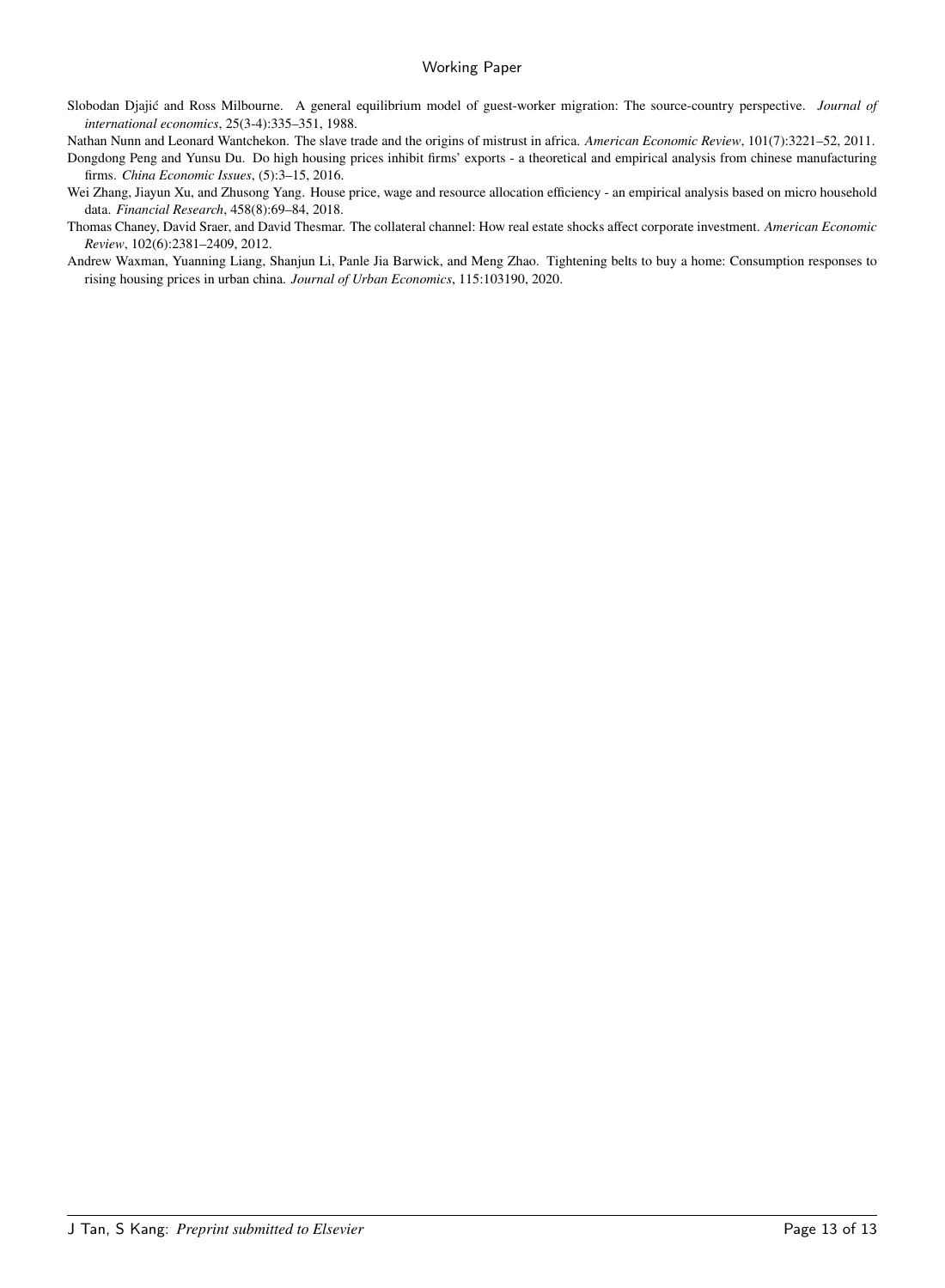Slobodan Djajić and Ross Milbourne. A general equilibrium model of guest-worker migration: The source-country perspective. *Journal of international economics*, 25(3-4):335–351, 1988.

Nathan Nunn and Leonard Wantchekon. The slave trade and the origins of mistrust in africa. *American Economic Review*, 101(7):3221–52, 2011.

Dongdong Peng and Yunsu Du. Do high housing prices inhibit firms' exports - a theoretical and empirical analysis from chinese manufacturing firms. *China Economic Issues*, (5):3–15, 2016.

Wei Zhang, Jiayun Xu, and Zhusong Yang. House price, wage and resource allocation efficiency - an empirical analysis based on micro household data. *Financial Research*, 458(8):69–84, 2018.

Thomas Chaney, David Sraer, and David Thesmar. The collateral channel: How real estate shocks affect corporate investment. *American Economic Review*, 102(6):2381–2409, 2012.

Andrew Waxman, Yuanning Liang, Shanjun Li, Panle Jia Barwick, and Meng Zhao. Tightening belts to buy a home: Consumption responses to rising housing prices in urban china. *Journal of Urban Economics*, 115:103190, 2020.